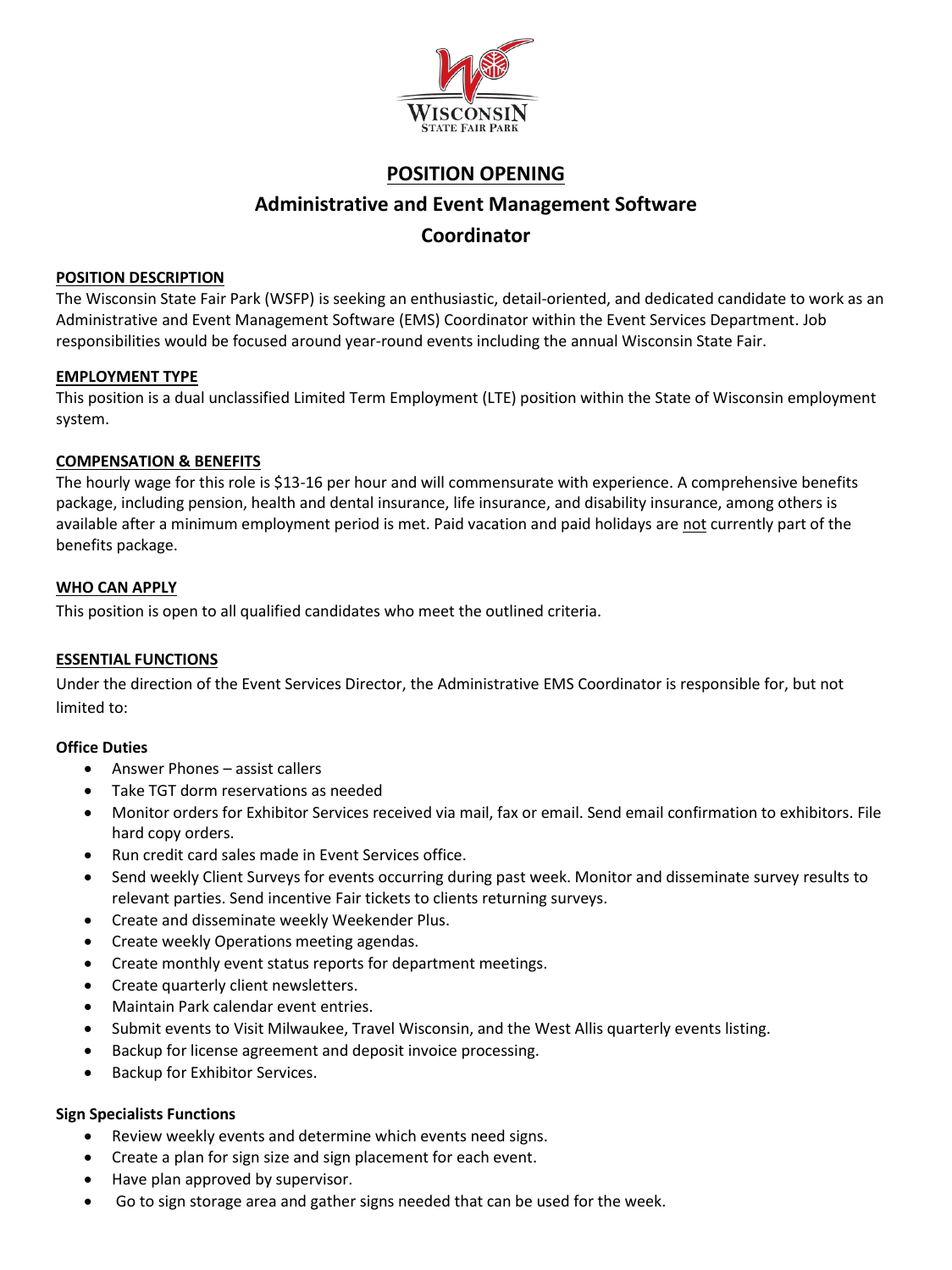# POSITION OPENING

## Administrative and Event Management Software Coordinator

### POSITION DESCRIPTION

The Wisconsin State Fair Park (WSFP) is seeking an enthusiastic, detail-oriented, and dedicated candidate to work as an Administrative and Event Management Software (EMS) Coordinator within the Event Services Department. Job responsibilities would be focused around year-round events including the annual Wisconsin State Fair.

### EMPLOYMENT TYPE

This position is a dual unclassified Limited Term Employment (LTE) position within the State of Wisconsin employment system.

### COMPENSATION & BENEFITS

The hourly wage for this role is $13-16 per hour and will commensurate with experience. A comprehensive benefits package, including pension, health and dental insurance, life insurance, and disability insurance, among others is available after a minimum employment period is met. Paid vacation and paid holidays are not currently part of the benefits package.

### WHO CAN APPLY

This position is open to all qualified candidates who meet the outlined criteria.

### ESSENTIAL FUNCTIONS

Under the direction of the Event Services Director, the Administrative EMS Coordinator is responsible for, but not limited to:

**Office Duties**

- Answer Phones – assist callers
- Take TGT dorm reservations as needed
- Monitor orders for Exhibitor Services received via mail, fax or email. Send email confirmation to exhibitors. File hard copy orders.
- Run credit card sales made in Event Services office.
- Send weekly Client Surveys for events occurring during past week. Monitor and disseminate survey results to relevant parties. Send incentive Fair tickets to clients returning surveys.
- Create and disseminate weekly Weekender Plus.
- Create weekly Operations meeting agendas.
- Create monthly event status reports for department meetings.
- Create quarterly client newsletters.
- Maintain Park calendar event entries.
- Submit events to Visit Milwaukee, Travel Wisconsin, and the West Allis quarterly events listing.
- Backup for license agreement and deposit invoice processing.
- Backup for Exhibitor Services.

**Sign Specialists Functions**

- Review weekly events and determine which events need signs.
- Create a plan for sign size and sign placement for each event.
- Have plan approved by supervisor.
- Go to sign storage area and gather signs needed that can be used for the week.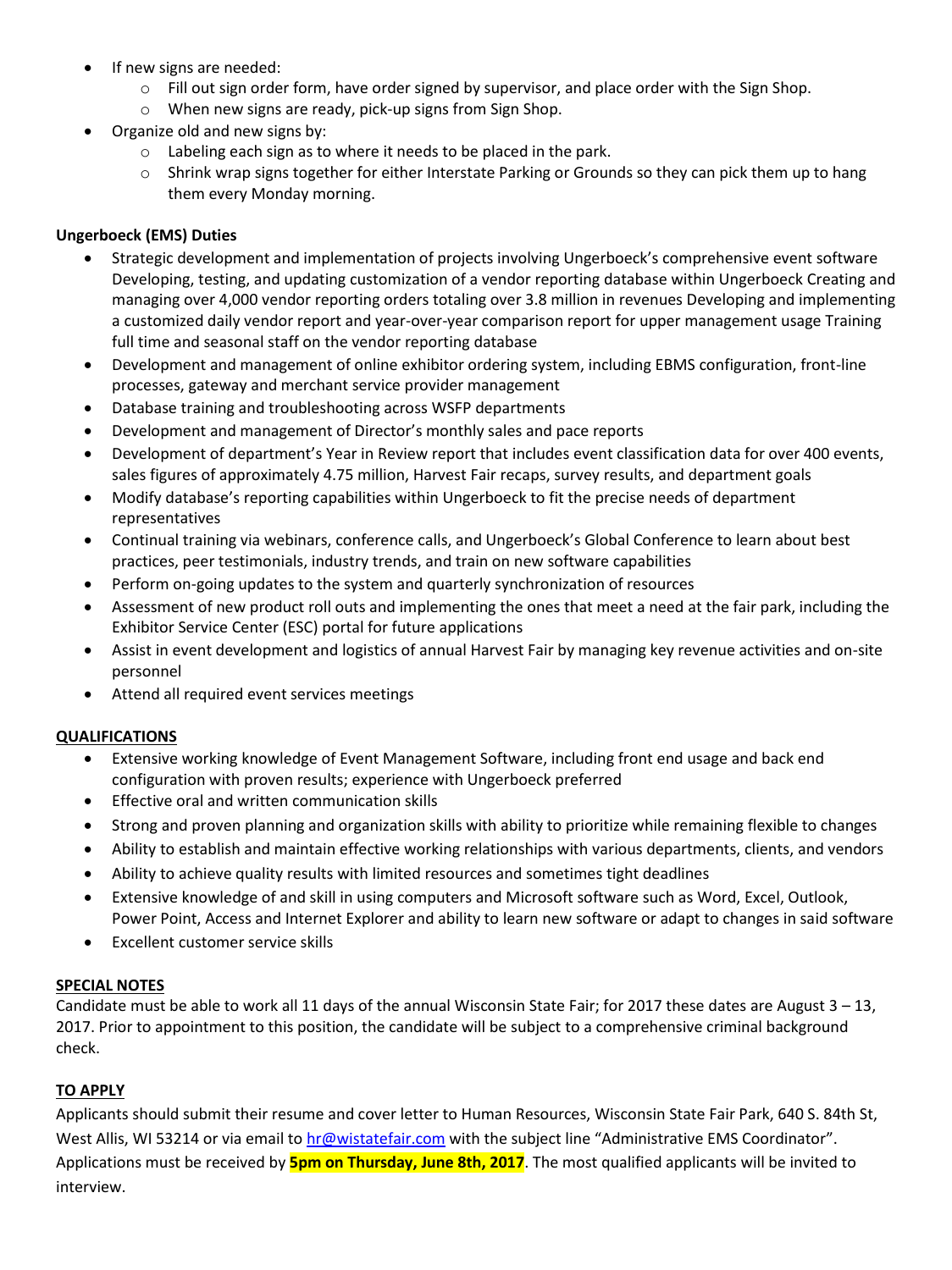- If new signs are needed:
    - Fill out sign order form, have order signed by supervisor, and place order with the Sign Shop.
    - When new signs are ready, pick-up signs from Sign Shop.
- Organize old and new signs by:
    - Labeling each sign as to where it needs to be placed in the park.
    - Shrink wrap signs together for either Interstate Parking or Grounds so they can pick them up to hang them every Monday morning.

**Ungerboeck (EMS) Duties**

- Strategic development and implementation of projects involving Ungerboeck's comprehensive event software Developing, testing, and updating customization of a vendor reporting database within Ungerboeck Creating and managing over 4,000 vendor reporting orders totaling over 3.8 million in revenues Developing and implementing a customized daily vendor report and year-over-year comparison report for upper management usage Training full time and seasonal staff on the vendor reporting database
- Development and management of online exhibitor ordering system, including EBMS configuration, front-line processes, gateway and merchant service provider management
- Database training and troubleshooting across WSFP departments
- Development and management of Director's monthly sales and pace reports
- Development of department's Year in Review report that includes event classification data for over 400 events, sales figures of approximately 4.75 million, Harvest Fair recaps, survey results, and department goals
- Modify database's reporting capabilities within Ungerboeck to fit the precise needs of department representatives
- Continual training via webinars, conference calls, and Ungerboeck's Global Conference to learn about best practices, peer testimonials, industry trends, and train on new software capabilities
- Perform on-going updates to the system and quarterly synchronization of resources
- Assessment of new product roll outs and implementing the ones that meet a need at the fair park, including the Exhibitor Service Center (ESC) portal for future applications
- Assist in event development and logistics of annual Harvest Fair by managing key revenue activities and on-site personnel
- Attend all required event services meetings

**QUALIFICATIONS**

- Extensive working knowledge of Event Management Software, including front end usage and back end configuration with proven results; experience with Ungerboeck preferred
- Effective oral and written communication skills
- Strong and proven planning and organization skills with ability to prioritize while remaining flexible to changes
- Ability to establish and maintain effective working relationships with various departments, clients, and vendors
- Ability to achieve quality results with limited resources and sometimes tight deadlines
- Extensive knowledge of and skill in using computers and Microsoft software such as Word, Excel, Outlook, Power Point, Access and Internet Explorer and ability to learn new software or adapt to changes in said software
- Excellent customer service skills

**SPECIAL NOTES**

Candidate must be able to work all 11 days of the annual Wisconsin State Fair; for 2017 these dates are August 3 – 13, 2017. Prior to appointment to this position, the candidate will be subject to a comprehensive criminal background check.

**TO APPLY**

Applicants should submit their resume and cover letter to Human Resources, Wisconsin State Fair Park, 640 S. 84th St, West Allis, WI 53214 or via email to hr@wistatefair.com with the subject line "Administrative EMS Coordinator". Applications must be received by **5pm on Thursday, June 8th, 2017**. The most qualified applicants will be invited to interview.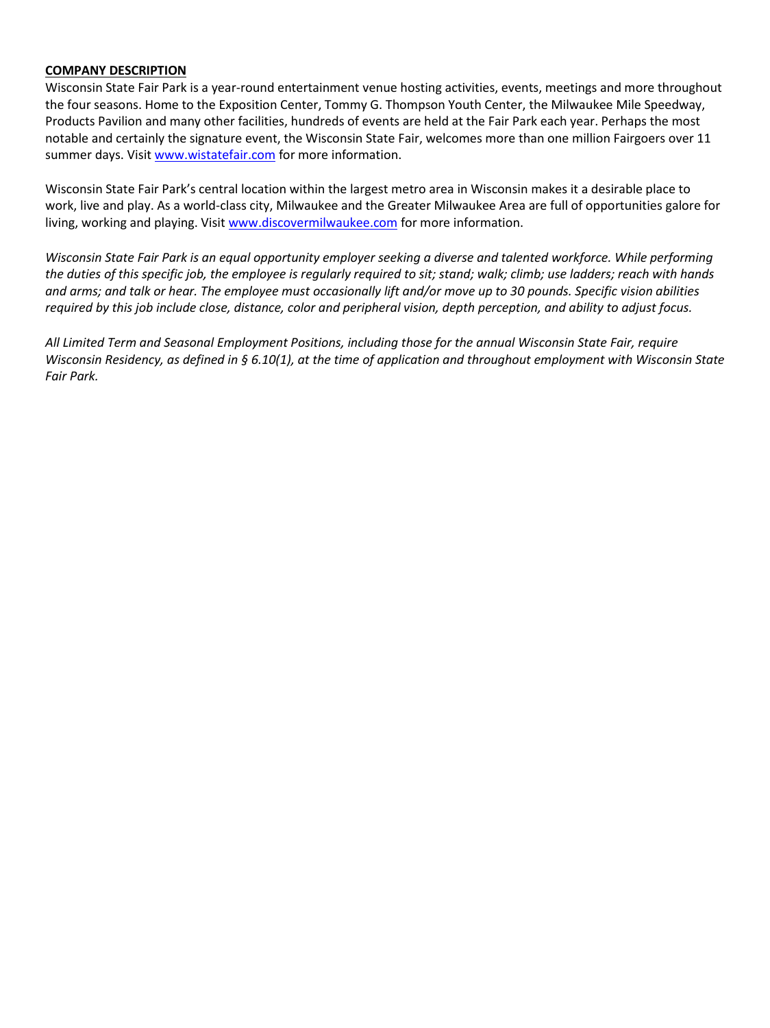**COMPANY DESCRIPTION**

Wisconsin State Fair Park is a year-round entertainment venue hosting activities, events, meetings and more throughout the four seasons. Home to the Exposition Center, Tommy G. Thompson Youth Center, the Milwaukee Mile Speedway, Products Pavilion and many other facilities, hundreds of events are held at the Fair Park each year. Perhaps the most notable and certainly the signature event, the Wisconsin State Fair, welcomes more than one million Fairgoers over 11 summer days. Visit [www.wistatefair.com](http://www.wistatefair.com) for more information.

Wisconsin State Fair Park's central location within the largest metro area in Wisconsin makes it a desirable place to work, live and play. As a world-class city, Milwaukee and the Greater Milwaukee Area are full of opportunities galore for living, working and playing. Visit [www.discovermilwaukee.com](http://www.discovermilwaukee.com) for more information.

*Wisconsin State Fair Park is an equal opportunity employer seeking a diverse and talented workforce. While performing the duties of this specific job, the employee is regularly required to sit; stand; walk; climb; use ladders; reach with hands and arms; and talk or hear. The employee must occasionally lift and/or move up to 30 pounds. Specific vision abilities required by this job include close, distance, color and peripheral vision, depth perception, and ability to adjust focus.*

*All Limited Term and Seasonal Employment Positions, including those for the annual Wisconsin State Fair, require Wisconsin Residency, as defined in § 6.10(1), at the time of application and throughout employment with Wisconsin State Fair Park.*